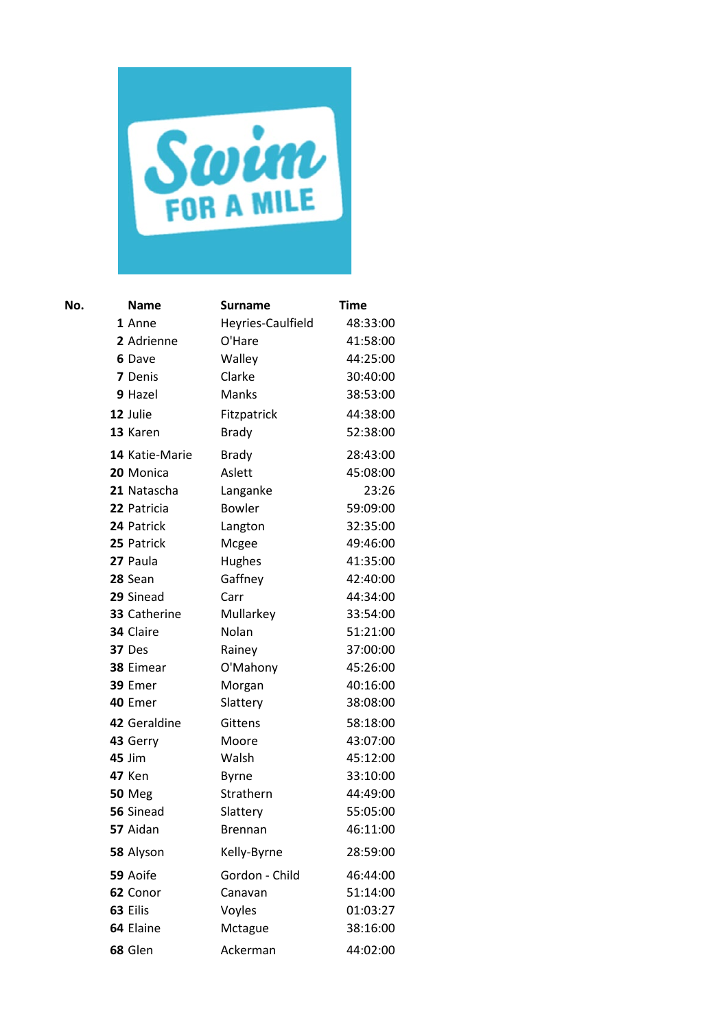Swim FOR A MILE

| No. | Name | Surname | Time |
|---|---|---|---|
| 1 | Anne | Heyries-Caulfield | 48:33:00 |
| 2 | Adrienne | O'Hare | 41:58:00 |
| 6 | Dave | Walley | 44:25:00 |
| 7 | Denis | Clarke | 30:40:00 |
| 9 | Hazel | Manks | 38:53:00 |
| 12 | Julie | Fitzpatrick | 44:38:00 |
| 13 | Karen | Brady | 52:38:00 |
| 14 | Katie-Marie | Brady | 28:43:00 |
| 20 | Monica | Aslett | 45:08:00 |
| 21 | Natascha | Langanke | 23:26 |
| 22 | Patricia | Bowler | 59:09:00 |
| 24 | Patrick | Langton | 32:35:00 |
| 25 | Patrick | Mcgee | 49:46:00 |
| 27 | Paula | Hughes | 41:35:00 |
| 28 | Sean | Gaffney | 42:40:00 |
| 29 | Sinead | Carr | 44:34:00 |
| 33 | Catherine | Mullarkey | 33:54:00 |
| 34 | Claire | Nolan | 51:21:00 |
| 37 | Des | Rainey | 37:00:00 |
| 38 | Eimear | O'Mahony | 45:26:00 |
| 39 | Emer | Morgan | 40:16:00 |
| 40 | Emer | Slattery | 38:08:00 |
| 42 | Geraldine | Gittens | 58:18:00 |
| 43 | Gerry | Moore | 43:07:00 |
| 45 | Jim | Walsh | 45:12:00 |
| 47 | Ken | Byrne | 33:10:00 |
| 50 | Meg | Strathern | 44:49:00 |
| 56 | Sinead | Slattery | 55:05:00 |
| 57 | Aidan | Brennan | 46:11:00 |
| 58 | Alyson | Kelly-Byrne | 28:59:00 |
| 59 | Aoife | Gordon - Child | 46:44:00 |
| 62 | Conor | Canavan | 51:14:00 |
| 63 | Eilis | Voyles | 01:03:27 |
| 64 | Elaine | Mctague | 38:16:00 |
| 68 | Glen | Ackerman | 44:02:00 |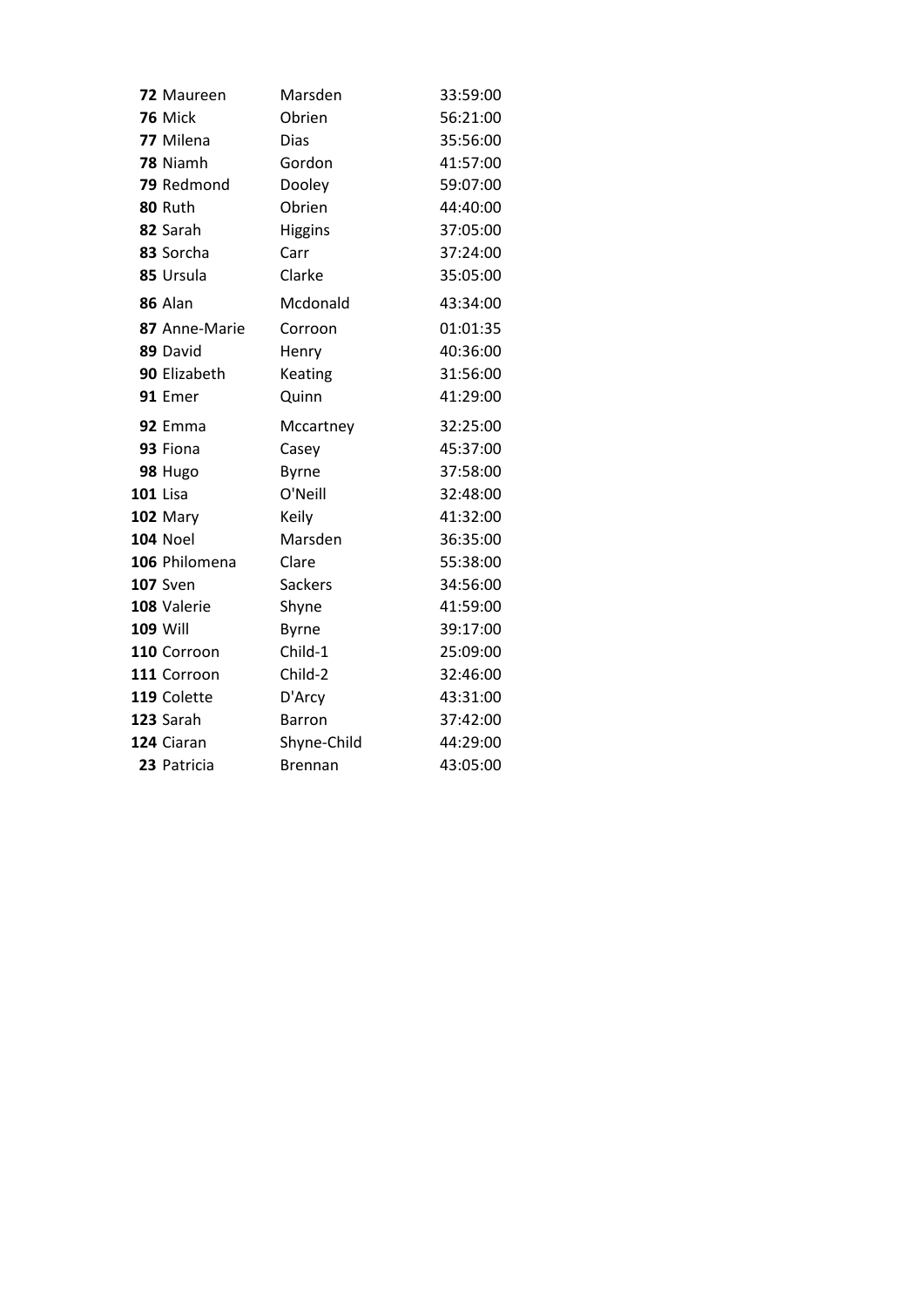| | | | |
|---|---|---|---|
| **72** | Maureen | Marsden | 33:59:00 |
| **76** | Mick | Obrien | 56:21:00 |
| **77** | Milena | Dias | 35:56:00 |
| **78** | Niamh | Gordon | 41:57:00 |
| **79** | Redmond | Dooley | 59:07:00 |
| **80** | Ruth | Obrien | 44:40:00 |
| **82** | Sarah | Higgins | 37:05:00 |
| **83** | Sorcha | Carr | 37:24:00 |
| **85** | Ursula | Clarke | 35:05:00 |
| **86** | Alan | Mcdonald | 43:34:00 |
| **87** | Anne-Marie | Corroon | 01:01:35 |
| **89** | David | Henry | 40:36:00 |
| **90** | Elizabeth | Keating | 31:56:00 |
| **91** | Emer | Quinn | 41:29:00 |
| **92** | Emma | Mccartney | 32:25:00 |
| **93** | Fiona | Casey | 45:37:00 |
| **98** | Hugo | Byrne | 37:58:00 |
| **101** | Lisa | O'Neill | 32:48:00 |
| **102** | Mary | Keily | 41:32:00 |
| **104** | Noel | Marsden | 36:35:00 |
| **106** | Philomena | Clare | 55:38:00 |
| **107** | Sven | Sackers | 34:56:00 |
| **108** | Valerie | Shyne | 41:59:00 |
| **109** | Will | Byrne | 39:17:00 |
| **110** | Corroon | Child-1 | 25:09:00 |
| **111** | Corroon | Child-2 | 32:46:00 |
| **119** | Colette | D'Arcy | 43:31:00 |
| **123** | Sarah | Barron | 37:42:00 |
| **124** | Ciaran | Shyne-Child | 44:29:00 |
| **23** | Patricia | Brennan | 43:05:00 |